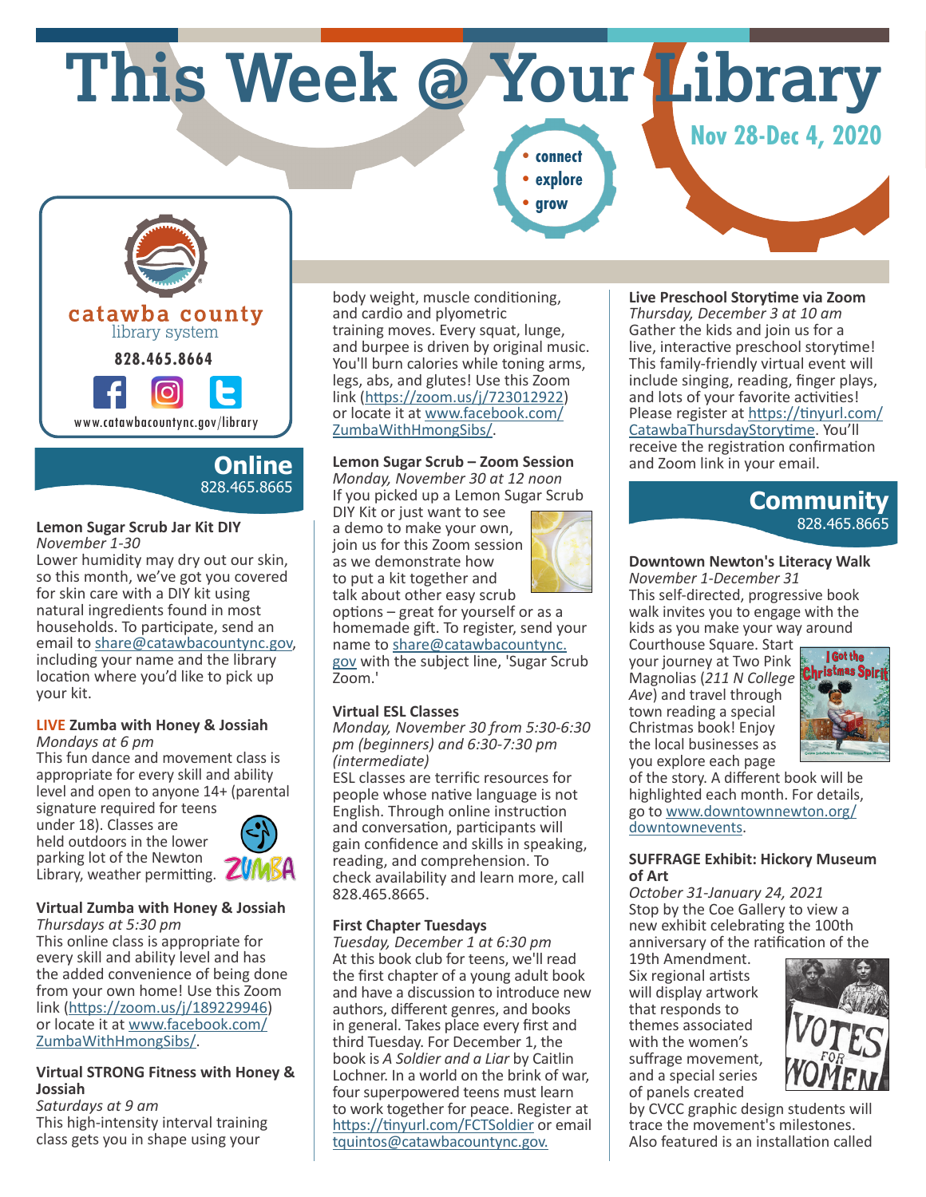# This Week @ Your Library

**Nov 28-Dec 4, 2020**

- connect
- explore
- grow

catawba county
library system

**828.465.8664**

www.catawbacountync.gov/library

## Online
828.465.8665

### Lemon Sugar Scrub Jar Kit DIY
*November 1-30*

Lower humidity may dry out our skin, so this month, we've got you covered for skin care with a DIY kit using natural ingredients found in most households. To participate, send an email to share@catawbacountync.gov, including your name and the library location where you'd like to pick up your kit.

### LIVE Zumba with Honey & Josiah
*Mondays at 6 pm*

This fun dance and movement class is appropriate for every skill and ability level and open to anyone 14+ (parental signature required for teens under 18). Classes are held outdoors in the lower parking lot of the Newton Library, weather permitting.

### Virtual Zumba with Honey & Josiah
*Thursdays at 5:30 pm*

This online class is appropriate for every skill and ability level and has the added convenience of being done from your own home! Use this Zoom link (https://zoom.us/j/189229946) or locate it at www.facebook.com/ZumbaWithHmongSibs/.

### Virtual STRONG Fitness with Honey & Josiah
*Saturdays at 9 am*

This high-intensity interval training class gets you in shape using your body weight, muscle conditioning, and cardio and plyometric training moves. Every squat, lunge, and burpee is driven by original music. You'll burn calories while toning arms, legs, abs, and glutes! Use this Zoom link (https://zoom.us/j/723012922) or locate it at www.facebook.com/ZumbaWithHmongSibs/.

### Lemon Sugar Scrub – Zoom Session
*Monday, November 30 at 12 noon*

If you picked up a Lemon Sugar Scrub DIY Kit or just want to see a demo to make your own, join us for this Zoom session as we demonstrate how to put a kit together and talk about other easy scrub options – great for yourself or as a homemade gift. To register, send your name to share@catawbacountync.gov with the subject line, 'Sugar Scrub Zoom.'

### Virtual ESL Classes
*Monday, November 30 from 5:30-6:30 pm (beginners) and 6:30-7:30 pm (intermediate)*

ESL classes are terrific resources for people whose native language is not English. Through online instruction and conversation, participants will gain confidence and skills in speaking, reading, and comprehension. To check availability and learn more, call 828.465.8665.

### First Chapter Tuesdays
*Tuesday, December 1 at 6:30 pm*

At this book club for teens, we'll read the first chapter of a young adult book and have a discussion to introduce new authors, different genres, and books in general. Takes place every first and third Tuesday. For December 1, the book is *A Soldier and a Liar* by Caitlin Lochner. In a world on the brink of war, four superpowered teens must learn to work together for peace. Register at https://tinyurl.com/FCTSoldier or email tquintos@catawbacountync.gov.

### Live Preschool Storytime via Zoom
*Thursday, December 3 at 10 am*

Gather the kids and join us for a live, interactive preschool storytime! This family-friendly virtual event will include singing, reading, finger plays, and lots of your favorite activities! Please register at https://tinyurl.com/CatawbaThursdayStorytime. You'll receive the registration confirmation and Zoom link in your email.

## Community
828.465.8665

### Downtown Newton's Literacy Walk
*November 1-December 31*

This self-directed, progressive book walk invites you to engage with the kids as you make your way around Courthouse Square. Start your journey at Two Pink Magnolias (*211 N College Ave*) and travel through town reading a special Christmas book! Enjoy the local businesses as you explore each page of the story. A different book will be highlighted each month. For details, go to www.downtownnewton.org/downtownevents.

### SUFFRAGE Exhibit: Hickory Museum of Art
*October 31-January 24, 2021*

Stop by the Coe Gallery to view a new exhibit celebrating the 100th anniversary of the ratification of the 19th Amendment. Six regional artists will display artwork that responds to themes associated with the women's suffrage movement, and a special series of panels created by CVCC graphic design students will trace the movement's milestones. Also featured is an installation called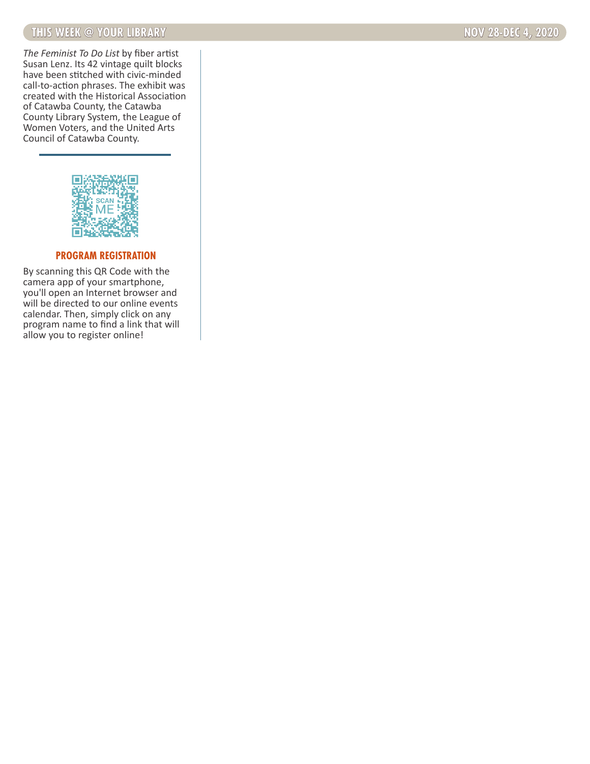*The Feminist To Do List* by fiber artist Susan Lenz. Its 42 vintage quilt blocks have been stitched with civic-minded call-to-action phrases. The exhibit was created with the Historical Association of Catawba County, the Catawba County Library System, the League of Women Voters, and the United Arts Council of Catawba County.

---

SCAN ME

### PROGRAM REGISTRATION

By scanning this QR Code with the camera app of your smartphone, you'll open an Internet browser and will be directed to our online events calendar. Then, simply click on any program name to find a link that will allow you to register online!